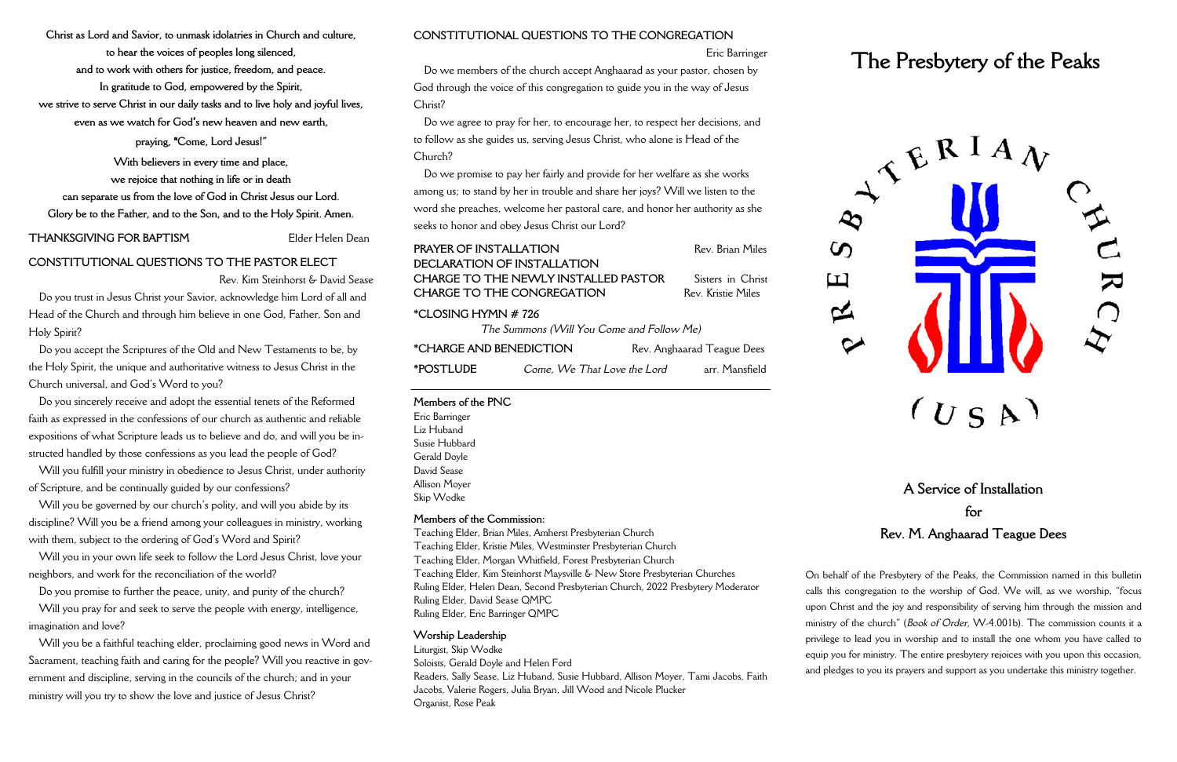**Christ as Lord and Savior, to unmask idolatries in Church and culture,**
**to hear the voices of peoples long silenced,**
**and to work with others for justice, freedom, and peace.**
**In gratitude to God, empowered by the Spirit,**
**we strive to serve Christ in our daily tasks and to live holy and joyful lives,**
**even as we watch for God's new heaven and new earth,**
**praying, "Come, Lord Jesus!"**
**With believers in every time and place,**
**we rejoice that nothing in life or in death**
**can separate us from the love of God in Christ Jesus our Lord.**
**Glory be to the Father, and to the Son, and to the Holy Spirit. Amen.**

**THANKSGIVING FOR BAPTISM** Elder Helen Dean

**CONSTITUTIONAL QUESTIONS TO THE PASTOR ELECT**
Rev. Kim Steinhorst & David Sease

Do you trust in Jesus Christ your Savior, acknowledge him Lord of all and Head of the Church and through him believe in one God, Father, Son and Holy Spirit?

Do you accept the Scriptures of the Old and New Testaments to be, by the Holy Spirit, the unique and authoritative witness to Jesus Christ in the Church universal, and God's Word to you?

Do you sincerely receive and adopt the essential tenets of the Reformed faith as expressed in the confessions of our church as authentic and reliable expositions of what Scripture leads us to believe and do, and will you be instructed handled by those confessions as you lead the people of God?

Will you fulfill your ministry in obedience to Jesus Christ, under authority of Scripture, and be continually guided by our confessions?

Will you be governed by our church's polity, and will you abide by its discipline? Will you be a friend among your colleagues in ministry, working with them, subject to the ordering of God's Word and Spirit?

Will you in your own life seek to follow the Lord Jesus Christ, love your neighbors, and work for the reconciliation of the world?

Do you promise to further the peace, unity, and purity of the church?

Will you pray for and seek to serve the people with energy, intelligence, imagination and love?

Will you be a faithful teaching elder, proclaiming good news in Word and Sacrament, teaching faith and caring for the people? Will you reactive in government and discipline, serving in the councils of the church; and in your ministry will you try to show the love and justice of Jesus Christ?

**CONSTITUTIONAL QUESTIONS TO THE CONGREGATION**
Eric Barringer

Do we members of the church accept Anghaarad as your pastor, chosen by God through the voice of this congregation to guide you in the way of Jesus Christ?

Do we agree to pray for her, to encourage her, to respect her decisions, and to follow as she guides us, serving Jesus Christ, who alone is Head of the Church?

Do we promise to pay her fairly and provide for her welfare as she works among us; to stand by her in trouble and share her joys? Will we listen to the word she preaches, welcome her pastoral care, and honor her authority as she seeks to honor and obey Jesus Christ our Lord?

**PRAYER OF INSTALLATION** Rev. Brian Miles
**DECLARATION OF INSTALLATION**
**CHARGE TO THE NEWLY INSTALLED PASTOR** Sisters in Christ
**CHARGE TO THE CONGREGATION** Rev. Kristie Miles

**\*CLOSING HYMN # 726**
*The Summons (Will You Come and Follow Me)*

**\*CHARGE AND BENEDICTION** Rev. Anghaarad Teague Dees

**\*POSTLUDE** *Come, We That Love the Lord* arr. Mansfield

---

**Members of the PNC**
Eric Barringer
Liz Huband
Susie Hubbard
Gerald Doyle
David Sease
Allison Moyer
Skip Wodke

**Members of the Commission:**
Teaching Elder, Brian Miles, Amherst Presbyterian Church
Teaching Elder, Kristie Miles, Westminster Presbyterian Church
Teaching Elder, Morgan Whitfield, Forest Presbyterian Church
Teaching Elder, Kim Steinhorst Maysville & New Store Presbyterian Churches
Ruling Elder, Helen Dean, Second Presbyterian Church, 2022 Presbytery Moderator
Ruling Elder, David Sease QMPC
Ruling Elder, Eric Barringer QMPC

**Worship Leadership**
Liturgist, Skip Wodke
Soloists, Gerald Doyle and Helen Ford
Readers, Sally Sease, Liz Huband, Susie Hubbard, Allison Moyer, Tami Jacobs, Faith Jacobs, Valerie Rogers, Julia Bryan, Jill Wood and Nicole Plucker
Organist, Rose Peak

# The Presbytery of the Peaks

PRESBYTERIAN CHURCH (USA)

## A Service of Installation for Rev. M. Anghaarad Teague Dees

On behalf of the Presbytery of the Peaks, the Commission named in this bulletin calls this congregation to the worship of God. We will, as we worship, "focus upon Christ and the joy and responsibility of serving him through the mission and ministry of the church" (*Book of Order*, W-4.001b). The commission counts it a privilege to lead you in worship and to install the one whom you have called to equip you for ministry. The entire presbytery rejoices with you upon this occasion, and pledges to you its prayers and support as you undertake this ministry together.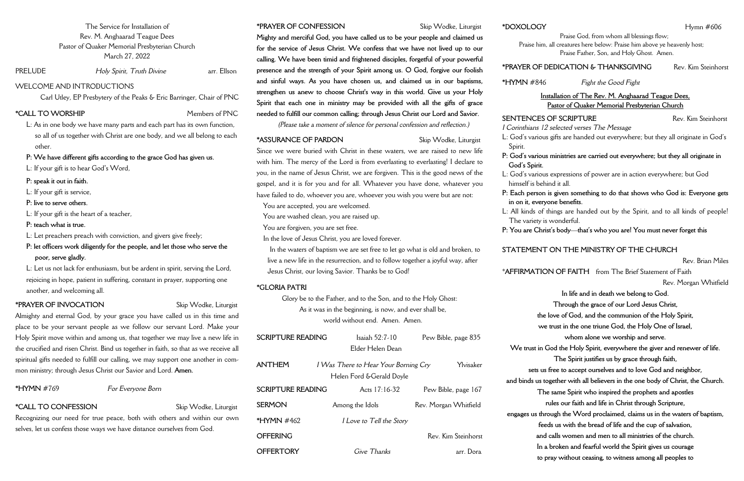The Service for Installation of
Rev. M. Anghaarad Teague Dees
Pastor of Quaker Memorial Presbyterian Church
March 27, 2022

PRELUDE *Holy Spirit, Truth Divine* arr. Ellson

WELCOME AND INTRODUCTIONS

Carl Utley, EP Presbytery of the Peaks & Eric Barringer, Chair of PNC

**\*CALL TO WORSHIP** Members of PNC

L: As in one body we have many parts and each part has its own function, so all of us together with Christ are one body, and we all belong to each other.

**P: We have different gifts according to the grace God has given us.**

L: If your gift is to hear God's Word,

**P: speak it out in faith.**

L: If your gift is service,

**P: live to serve others.**

L: If your gift is the heart of a teacher,

**P: teach what is true.**

L: Let preachers preach with conviction, and givers give freely;

**P: let officers work diligently for the people, and let those who serve the poor, serve gladly.**

L: Let us not lack for enthusiasm, but be ardent in spirit, serving the Lord, rejoicing in hope, patient in suffering, constant in prayer, supporting one another, and welcoming all.

**\*PRAYER OF INVOCATION** Skip Wodke, Liturgist

Almighty and eternal God, by your grace you have called us in this time and place to be your servant people as we follow our servant Lord. Make your Holy Spirit move within and among us, that together we may live a new life in the crucified and risen Christ. Bind us together in faith, so that as we receive all spiritual gifts needed to fulfill our calling, we may support one another in common ministry; through Jesus Christ our Savior and Lord. **Amen.**

**\*HYMN** #769 *For Everyone Born*

**\*CALL TO CONFESSION** Skip Wodke, Liturgist

Recognizing our need for true peace, both with others and within our own selves, let us confess those ways we have distance ourselves from God.

**\*PRAYER OF CONFESSION** Skip Wodke, Liturgist

**Mighty and merciful God, you have called us to be your people and claimed us for the service of Jesus Christ. We confess that we have not lived up to our calling. We have been timid and frightened disciples, forgetful of your powerful presence and the strength of your Spirit among us. O God, forgive our foolish and sinful ways. As you have chosen us, and claimed us in our baptisms, strengthen us anew to choose Christ's way in this world. Give us your Holy Spirit that each one in ministry may be provided with all the gifts of grace needed to fulfill our common calling; through Jesus Christ our Lord and Savior.**

*(Please take a moment of silence for personal confession and reflection.)*

**\*ASSURANCE OF PARDON** Skip Wodke, Liturgist

Since we were buried with Christ in these waters, we are raised to new life with him. The mercy of the Lord is from everlasting to everlasting! I declare to you, in the name of Jesus Christ, we are forgiven. This is the good news of the gospel, and it is for you and for all. Whatever you have done, whatever you have failed to do, whoever you are, whoever you wish you were but are not:

You are accepted, you are welcomed.
You are washed clean, you are raised up.
You are forgiven, you are set free.
In the love of Jesus Christ, you are loved forever.

In the waters of baptism we are set free to let go what is old and broken, to live a new life in the resurrection, and to follow together a joyful way, after Jesus Christ, our loving Savior. Thanks be to God!

**\*GLORIA PATRI**

Glory be to the Father, and to the Son, and to the Holy Ghost:
As it was in the beginning, is now, and ever shall be,
world without end. Amen. Amen.

**SCRIPTURE READING** Isaiah 52:7-10 Pew Bible, page 835
Elder Helen Dean

**ANTHEM** *I Was There to Hear Your Borning Cry* Ylvisaker
Helen Ford &Gerald Doyle

**SCRIPTURE READING** Acts 17:16-32 Pew Bible, page 167

**SERMON** Among the Idols Rev. Morgan Whitfield

**\*HYMN** #462 *I Love to Tell the Story*

**OFFERING** Rev. Kim Steinhorst

**OFFERTORY** *Give Thanks* arr. Dora

**\*DOXOLOGY** Hymn #606

Praise God, from whom all blessings flow;
Praise him, all creatures here below: Praise him above ye heavenly host;
Praise Father, Son, and Holy Ghost. Amen.

**\*PRAYER OF DEDICATION & THANKSGIVING** Rev. Kim Steinhorst

**\*HYMN** #846 *Fight the Good Fight*

**Installation of The Rev. M. Anghaarad Teague Dees,**
**Pastor of Quaker Memorial Presbyterian Church**

**SENTENCES OF SCRIPTURE** Rev. Kim Steinhorst

*I Corinthians 12 selected verses The Message*

L: God's various gifts are handed out everywhere; but they all originate in God's Spirit.

**P: God's various ministries are carried out everywhere; but they all originate in God's Spirit.**

L: God's various expressions of power are in action everywhere; but God himself is behind it all.

**P: Each person is given something to do that shows who God is: Everyone gets in on it, everyone benefits.**

L: All kinds of things are handed out by the Spirit, and to all kinds of people! The variety is wonderful.

**P: You are Christ's body—that's who you are! You must never forget this**

**STATEMENT ON THE MINISTRY OF THE CHURCH**

Rev. Brian Miles

**\*AFFIRMATION OF FAITH** from The Brief Statement of Faith

Rev. Morgan Whitfield

**In life and in death we belong to God.**
**Through the grace of our Lord Jesus Christ,**
**the love of God, and the communion of the Holy Spirit,**
**we trust in the one triune God, the Holy One of Israel,**
**whom alone we worship and serve.**
**We trust in God the Holy Spirit, everywhere the giver and renewer of life.**
**The Spirit justifies us by grace through faith,**
**sets us free to accept ourselves and to love God and neighbor,**
**and binds us together with all believers in the one body of Christ, the Church.**
**The same Spirit who inspired the prophets and apostles**
**rules our faith and life in Christ through Scripture,**
**engages us through the Word proclaimed, claims us in the waters of baptism,**
**feeds us with the bread of life and the cup of salvation,**
**and calls women and men to all ministries of the church.**
**In a broken and fearful world the Spirit gives us courage**
**to pray without ceasing, to witness among all peoples to**